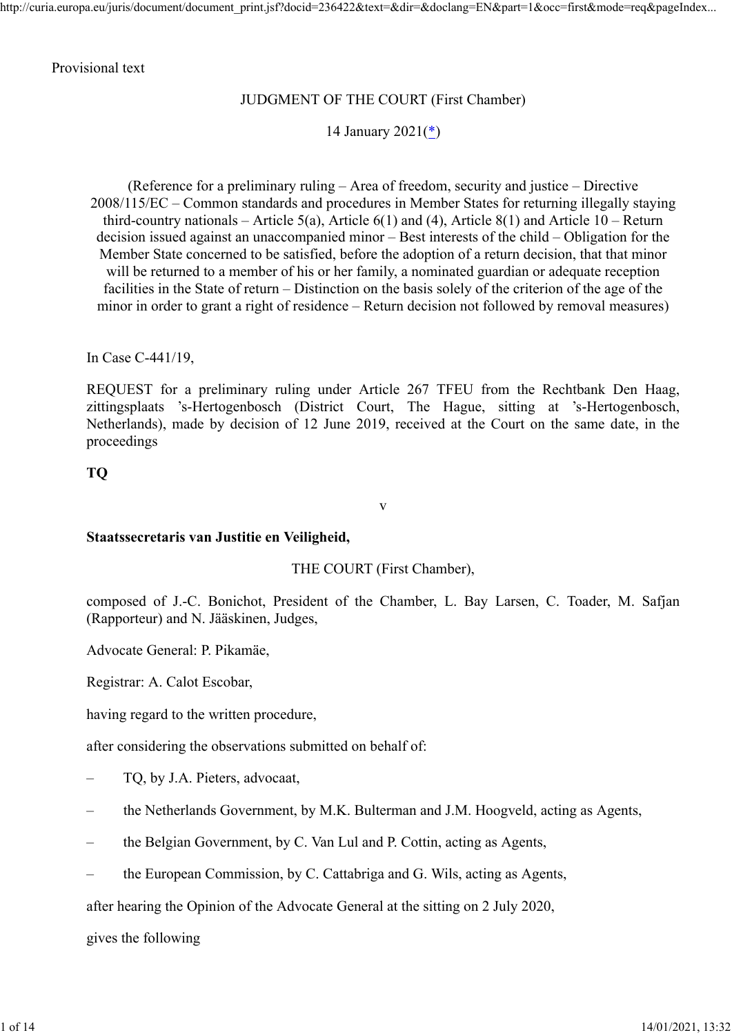Provisional text

JUDGMENT OF THE COURT (First Chamber)

14 January 2021(*)

(Reference for a preliminary ruling – Area of freedom, security and justice – Directive 2008/115/EC – Common standards and procedures in Member States for returning illegally staying third-country nationals – Article 5(a), Article 6(1) and (4), Article 8(1) and Article 10 – Return decision issued against an unaccompanied minor – Best interests of the child – Obligation for the Member State concerned to be satisfied, before the adoption of a return decision, that that minor will be returned to a member of his or her family, a nominated guardian or adequate reception facilities in the State of return – Distinction on the basis solely of the criterion of the age of the minor in order to grant a right of residence – Return decision not followed by removal measures)

In Case C-441/19,

REQUEST for a preliminary ruling under Article 267 TFEU from the Rechtbank Den Haag, zittingsplaats 's-Hertogenbosch (District Court, The Hague, sitting at 's-Hertogenbosch, Netherlands), made by decision of 12 June 2019, received at the Court on the same date, in the proceedings

**TQ**

v

**Staatssecretaris van Justitie en Veiligheid,**

THE COURT (First Chamber),

composed of J.-C. Bonichot, President of the Chamber, L. Bay Larsen, C. Toader, M. Safjan (Rapporteur) and N. Jääskinen, Judges,

Advocate General: P. Pikamäe,

Registrar: A. Calot Escobar,

having regard to the written procedure,

after considering the observations submitted on behalf of:

– TQ, by J.A. Pieters, advocaat,

– the Netherlands Government, by M.K. Bulterman and J.M. Hoogveld, acting as Agents,

– the Belgian Government, by C. Van Lul and P. Cottin, acting as Agents,

– the European Commission, by C. Cattabriga and G. Wils, acting as Agents,

after hearing the Opinion of the Advocate General at the sitting on 2 July 2020,

gives the following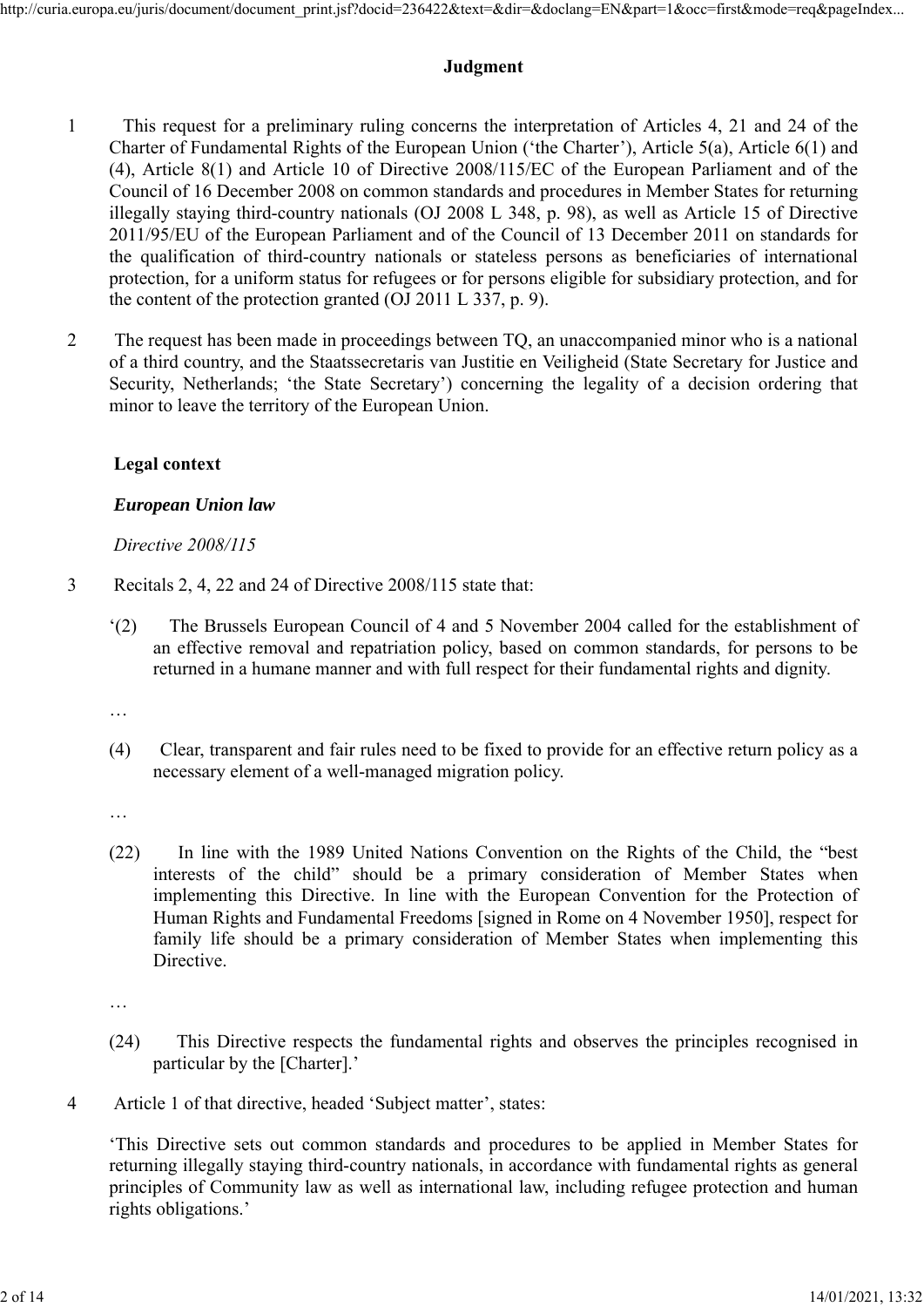## Judgment

1 This request for a preliminary ruling concerns the interpretation of Articles 4, 21 and 24 of the Charter of Fundamental Rights of the European Union ('the Charter'), Article 5(a), Article 6(1) and (4), Article 8(1) and Article 10 of Directive 2008/115/EC of the European Parliament and of the Council of 16 December 2008 on common standards and procedures in Member States for returning illegally staying third-country nationals (OJ 2008 L 348, p. 98), as well as Article 15 of Directive 2011/95/EU of the European Parliament and of the Council of 13 December 2011 on standards for the qualification of third-country nationals or stateless persons as beneficiaries of international protection, for a uniform status for refugees or for persons eligible for subsidiary protection, and for the content of the protection granted (OJ 2011 L 337, p. 9).

2 The request has been made in proceedings between TQ, an unaccompanied minor who is a national of a third country, and the Staatssecretaris van Justitie en Veiligheid (State Secretary for Justice and Security, Netherlands; 'the State Secretary') concerning the legality of a decision ordering that minor to leave the territory of the European Union.

### Legal context

#### *European Union law*

*Directive 2008/115*

3 Recitals 2, 4, 22 and 24 of Directive 2008/115 state that:

'(2) The Brussels European Council of 4 and 5 November 2004 called for the establishment of an effective removal and repatriation policy, based on common standards, for persons to be returned in a humane manner and with full respect for their fundamental rights and dignity.

…

(4) Clear, transparent and fair rules need to be fixed to provide for an effective return policy as a necessary element of a well-managed migration policy.

…

(22) In line with the 1989 United Nations Convention on the Rights of the Child, the "best interests of the child" should be a primary consideration of Member States when implementing this Directive. In line with the European Convention for the Protection of Human Rights and Fundamental Freedoms [signed in Rome on 4 November 1950], respect for family life should be a primary consideration of Member States when implementing this Directive.

…

(24) This Directive respects the fundamental rights and observes the principles recognised in particular by the [Charter].'

4 Article 1 of that directive, headed 'Subject matter', states:

'This Directive sets out common standards and procedures to be applied in Member States for returning illegally staying third-country nationals, in accordance with fundamental rights as general principles of Community law as well as international law, including refugee protection and human rights obligations.'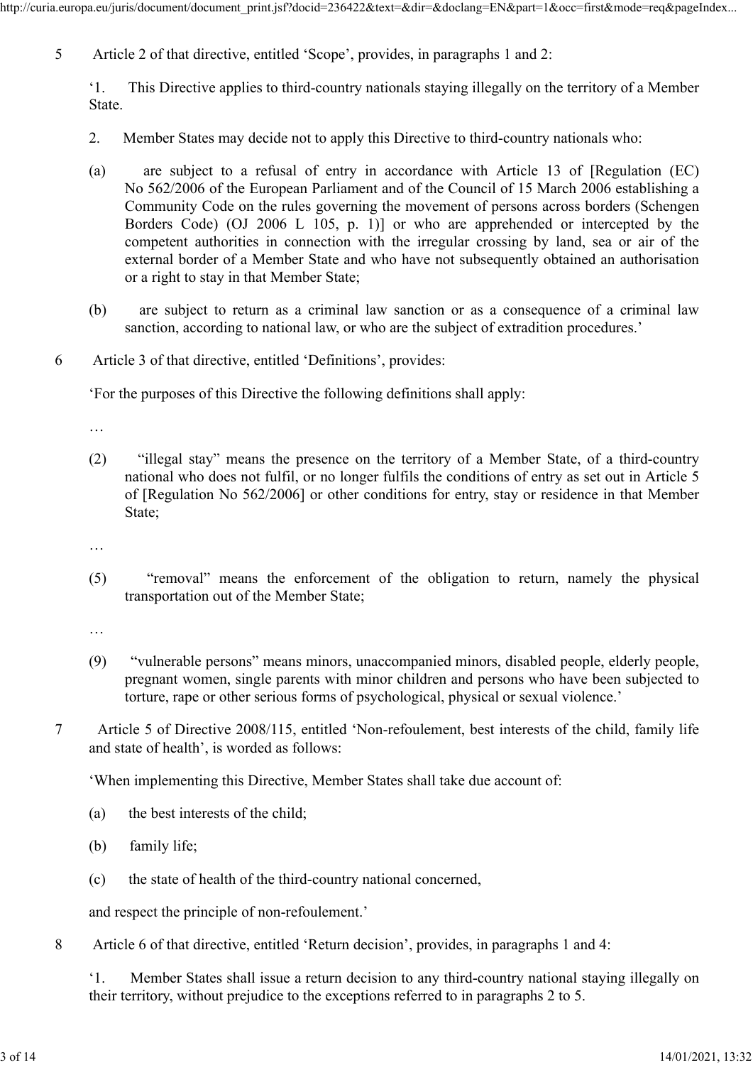5 Article 2 of that directive, entitled 'Scope', provides, in paragraphs 1 and 2:

'1. This Directive applies to third-country nationals staying illegally on the territory of a Member State.

2. Member States may decide not to apply this Directive to third-country nationals who:

(a) are subject to a refusal of entry in accordance with Article 13 of [Regulation (EC) No 562/2006 of the European Parliament and of the Council of 15 March 2006 establishing a Community Code on the rules governing the movement of persons across borders (Schengen Borders Code) (OJ 2006 L 105, p. 1)] or who are apprehended or intercepted by the competent authorities in connection with the irregular crossing by land, sea or air of the external border of a Member State and who have not subsequently obtained an authorisation or a right to stay in that Member State;

(b) are subject to return as a criminal law sanction or as a consequence of a criminal law sanction, according to national law, or who are the subject of extradition procedures.'

6 Article 3 of that directive, entitled 'Definitions', provides:

'For the purposes of this Directive the following definitions shall apply:

…

(2) "illegal stay" means the presence on the territory of a Member State, of a third-country national who does not fulfil, or no longer fulfils the conditions of entry as set out in Article 5 of [Regulation No 562/2006] or other conditions for entry, stay or residence in that Member State;

…

(5) "removal" means the enforcement of the obligation to return, namely the physical transportation out of the Member State;

…

(9) "vulnerable persons" means minors, unaccompanied minors, disabled people, elderly people, pregnant women, single parents with minor children and persons who have been subjected to torture, rape or other serious forms of psychological, physical or sexual violence.'

7 Article 5 of Directive 2008/115, entitled 'Non-refoulement, best interests of the child, family life and state of health', is worded as follows:

'When implementing this Directive, Member States shall take due account of:

(a) the best interests of the child;

(b) family life;

(c) the state of health of the third-country national concerned,

and respect the principle of non-refoulement.'

8 Article 6 of that directive, entitled 'Return decision', provides, in paragraphs 1 and 4:

'1. Member States shall issue a return decision to any third-country national staying illegally on their territory, without prejudice to the exceptions referred to in paragraphs 2 to 5.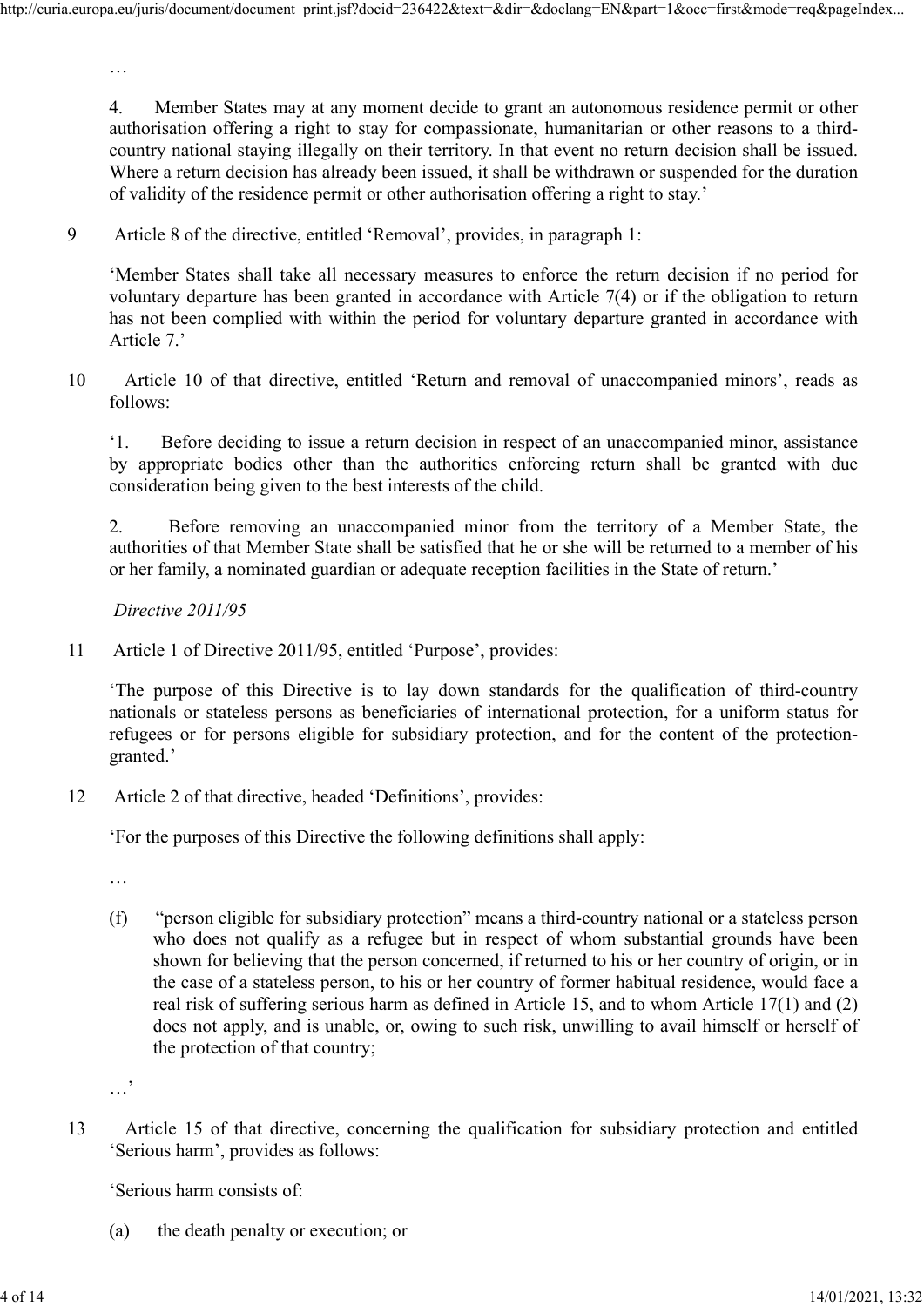…

4. Member States may at any moment decide to grant an autonomous residence permit or other authorisation offering a right to stay for compassionate, humanitarian or other reasons to a third-country national staying illegally on their territory. In that event no return decision shall be issued. Where a return decision has already been issued, it shall be withdrawn or suspended for the duration of validity of the residence permit or other authorisation offering a right to stay.'

9 Article 8 of the directive, entitled 'Removal', provides, in paragraph 1:

'Member States shall take all necessary measures to enforce the return decision if no period for voluntary departure has been granted in accordance with Article 7(4) or if the obligation to return has not been complied with within the period for voluntary departure granted in accordance with Article 7.'

10 Article 10 of that directive, entitled 'Return and removal of unaccompanied minors', reads as follows:

'1. Before deciding to issue a return decision in respect of an unaccompanied minor, assistance by appropriate bodies other than the authorities enforcing return shall be granted with due consideration being given to the best interests of the child.

2. Before removing an unaccompanied minor from the territory of a Member State, the authorities of that Member State shall be satisfied that he or she will be returned to a member of his or her family, a nominated guardian or adequate reception facilities in the State of return.'

*Directive 2011/95*

11 Article 1 of Directive 2011/95, entitled 'Purpose', provides:

'The purpose of this Directive is to lay down standards for the qualification of third-country nationals or stateless persons as beneficiaries of international protection, for a uniform status for refugees or for persons eligible for subsidiary protection, and for the content of the protection-granted.'

12 Article 2 of that directive, headed 'Definitions', provides:

'For the purposes of this Directive the following definitions shall apply:

…

(f) "person eligible for subsidiary protection" means a third-country national or a stateless person who does not qualify as a refugee but in respect of whom substantial grounds have been shown for believing that the person concerned, if returned to his or her country of origin, or in the case of a stateless person, to his or her country of former habitual residence, would face a real risk of suffering serious harm as defined in Article 15, and to whom Article 17(1) and (2) does not apply, and is unable, or, owing to such risk, unwilling to avail himself or herself of the protection of that country;

…'

13 Article 15 of that directive, concerning the qualification for subsidiary protection and entitled 'Serious harm', provides as follows:

'Serious harm consists of:

(a) the death penalty or execution; or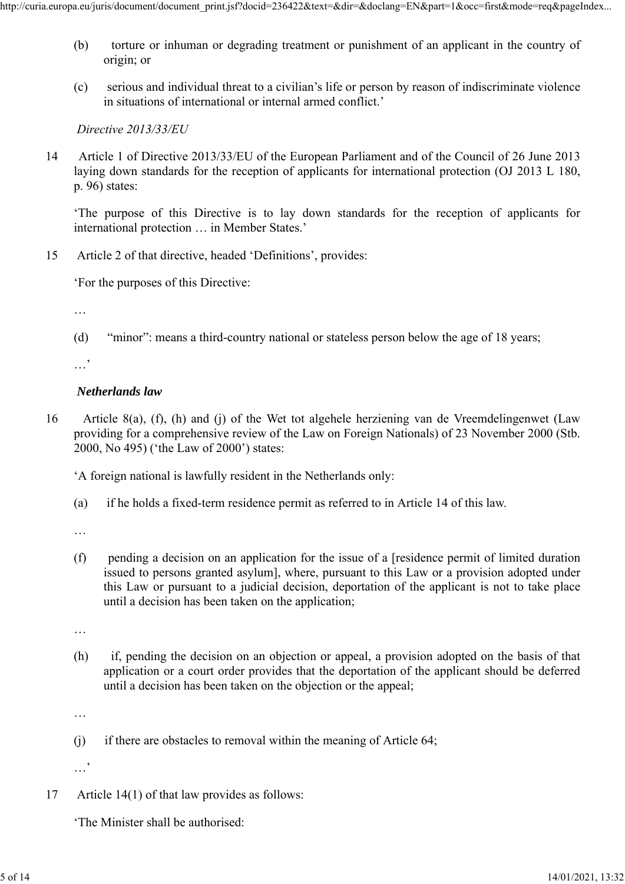(b) torture or inhuman or degrading treatment or punishment of an applicant in the country of origin; or

(c) serious and individual threat to a civilian's life or person by reason of indiscriminate violence in situations of international or internal armed conflict.'

*Directive 2013/33/EU*

14 Article 1 of Directive 2013/33/EU of the European Parliament and of the Council of 26 June 2013 laying down standards for the reception of applicants for international protection (OJ 2013 L 180, p. 96) states:

'The purpose of this Directive is to lay down standards for the reception of applicants for international protection … in Member States.'

15 Article 2 of that directive, headed 'Definitions', provides:

'For the purposes of this Directive:

…

(d) "minor": means a third-country national or stateless person below the age of 18 years;

…'

***Netherlands law***

16 Article 8(a), (f), (h) and (j) of the Wet tot algehele herziening van de Vreemdelingenwet (Law providing for a comprehensive review of the Law on Foreign Nationals) of 23 November 2000 (Stb. 2000, No 495) ('the Law of 2000') states:

'A foreign national is lawfully resident in the Netherlands only:

(a) if he holds a fixed-term residence permit as referred to in Article 14 of this law.

…

(f) pending a decision on an application for the issue of a [residence permit of limited duration issued to persons granted asylum], where, pursuant to this Law or a provision adopted under this Law or pursuant to a judicial decision, deportation of the applicant is not to take place until a decision has been taken on the application;

…

(h) if, pending the decision on an objection or appeal, a provision adopted on the basis of that application or a court order provides that the deportation of the applicant should be deferred until a decision has been taken on the objection or the appeal;

…

(j) if there are obstacles to removal within the meaning of Article 64;

…'

17 Article 14(1) of that law provides as follows:

'The Minister shall be authorised: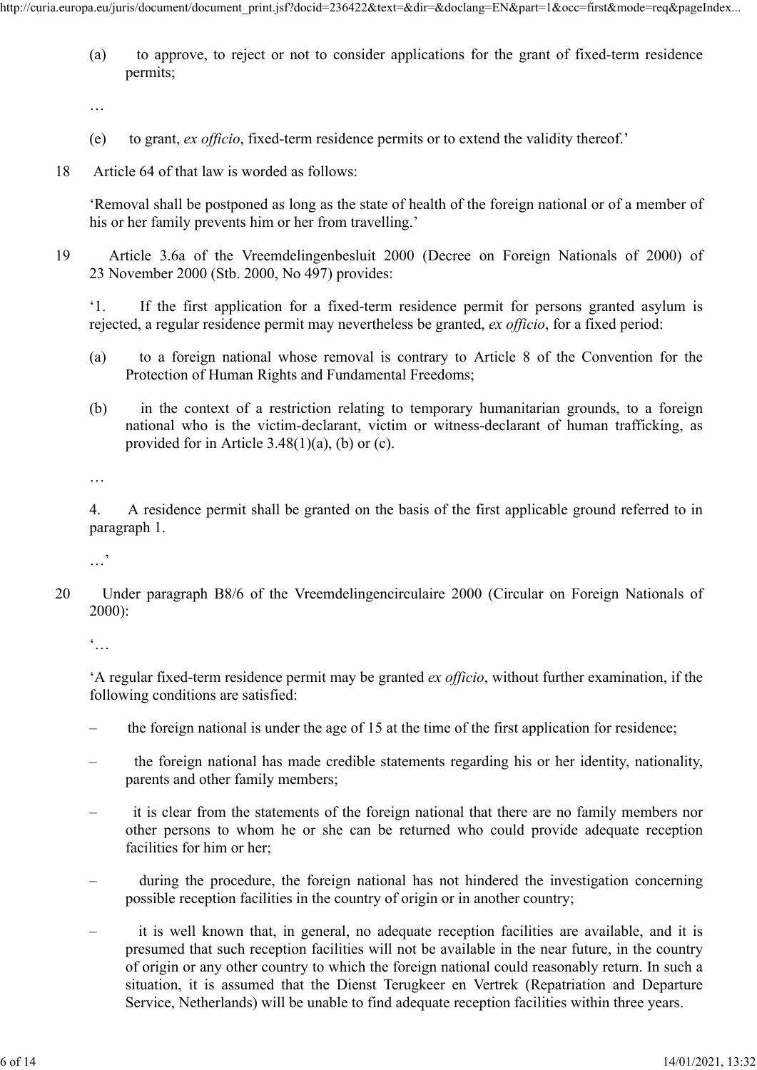(a) to approve, to reject or not to consider applications for the grant of fixed-term residence permits;

…

(e) to grant, *ex officio*, fixed-term residence permits or to extend the validity thereof.'

18 Article 64 of that law is worded as follows:

'Removal shall be postponed as long as the state of health of the foreign national or of a member of his or her family prevents him or her from travelling.'

19 Article 3.6a of the Vreemdelingenbesluit 2000 (Decree on Foreign Nationals of 2000) of 23 November 2000 (Stb. 2000, No 497) provides:

'1. If the first application for a fixed-term residence permit for persons granted asylum is rejected, a regular residence permit may nevertheless be granted, *ex officio*, for a fixed period:

(a) to a foreign national whose removal is contrary to Article 8 of the Convention for the Protection of Human Rights and Fundamental Freedoms;

(b) in the context of a restriction relating to temporary humanitarian grounds, to a foreign national who is the victim-declarant, victim or witness-declarant of human trafficking, as provided for in Article 3.48(1)(a), (b) or (c).

…

4. A residence permit shall be granted on the basis of the first applicable ground referred to in paragraph 1.

…'

20 Under paragraph B8/6 of the Vreemdelingencirculaire 2000 (Circular on Foreign Nationals of 2000):

'…

'A regular fixed-term residence permit may be granted *ex officio*, without further examination, if the following conditions are satisfied:

– the foreign national is under the age of 15 at the time of the first application for residence;

– the foreign national has made credible statements regarding his or her identity, nationality, parents and other family members;

– it is clear from the statements of the foreign national that there are no family members nor other persons to whom he or she can be returned who could provide adequate reception facilities for him or her;

– during the procedure, the foreign national has not hindered the investigation concerning possible reception facilities in the country of origin or in another country;

– it is well known that, in general, no adequate reception facilities are available, and it is presumed that such reception facilities will not be available in the near future, in the country of origin or any other country to which the foreign national could reasonably return. In such a situation, it is assumed that the Dienst Terugkeer en Vertrek (Repatriation and Departure Service, Netherlands) will be unable to find adequate reception facilities within three years.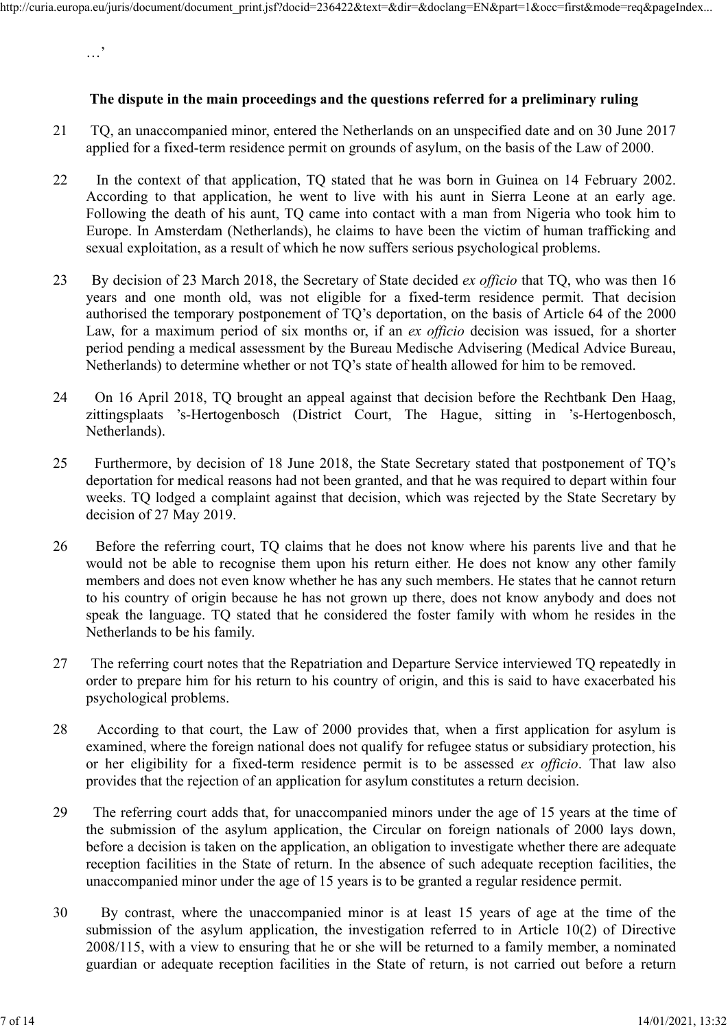…'

### The dispute in the main proceedings and the questions referred for a preliminary ruling

21 TQ, an unaccompanied minor, entered the Netherlands on an unspecified date and on 30 June 2017 applied for a fixed-term residence permit on grounds of asylum, on the basis of the Law of 2000.

22 In the context of that application, TQ stated that he was born in Guinea on 14 February 2002. According to that application, he went to live with his aunt in Sierra Leone at an early age. Following the death of his aunt, TQ came into contact with a man from Nigeria who took him to Europe. In Amsterdam (Netherlands), he claims to have been the victim of human trafficking and sexual exploitation, as a result of which he now suffers serious psychological problems.

23 By decision of 23 March 2018, the Secretary of State decided *ex officio* that TQ, who was then 16 years and one month old, was not eligible for a fixed-term residence permit. That decision authorised the temporary postponement of TQ's deportation, on the basis of Article 64 of the 2000 Law, for a maximum period of six months or, if an *ex officio* decision was issued, for a shorter period pending a medical assessment by the Bureau Medische Advisering (Medical Advice Bureau, Netherlands) to determine whether or not TQ's state of health allowed for him to be removed.

24 On 16 April 2018, TQ brought an appeal against that decision before the Rechtbank Den Haag, zittingsplaats 's-Hertogenbosch (District Court, The Hague, sitting in 's-Hertogenbosch, Netherlands).

25 Furthermore, by decision of 18 June 2018, the State Secretary stated that postponement of TQ's deportation for medical reasons had not been granted, and that he was required to depart within four weeks. TQ lodged a complaint against that decision, which was rejected by the State Secretary by decision of 27 May 2019.

26 Before the referring court, TQ claims that he does not know where his parents live and that he would not be able to recognise them upon his return either. He does not know any other family members and does not even know whether he has any such members. He states that he cannot return to his country of origin because he has not grown up there, does not know anybody and does not speak the language. TQ stated that he considered the foster family with whom he resides in the Netherlands to be his family.

27 The referring court notes that the Repatriation and Departure Service interviewed TQ repeatedly in order to prepare him for his return to his country of origin, and this is said to have exacerbated his psychological problems.

28 According to that court, the Law of 2000 provides that, when a first application for asylum is examined, where the foreign national does not qualify for refugee status or subsidiary protection, his or her eligibility for a fixed-term residence permit is to be assessed *ex officio*. That law also provides that the rejection of an application for asylum constitutes a return decision.

29 The referring court adds that, for unaccompanied minors under the age of 15 years at the time of the submission of the asylum application, the Circular on foreign nationals of 2000 lays down, before a decision is taken on the application, an obligation to investigate whether there are adequate reception facilities in the State of return. In the absence of such adequate reception facilities, the unaccompanied minor under the age of 15 years is to be granted a regular residence permit.

30 By contrast, where the unaccompanied minor is at least 15 years of age at the time of the submission of the asylum application, the investigation referred to in Article 10(2) of Directive 2008/115, with a view to ensuring that he or she will be returned to a family member, a nominated guardian or adequate reception facilities in the State of return, is not carried out before a return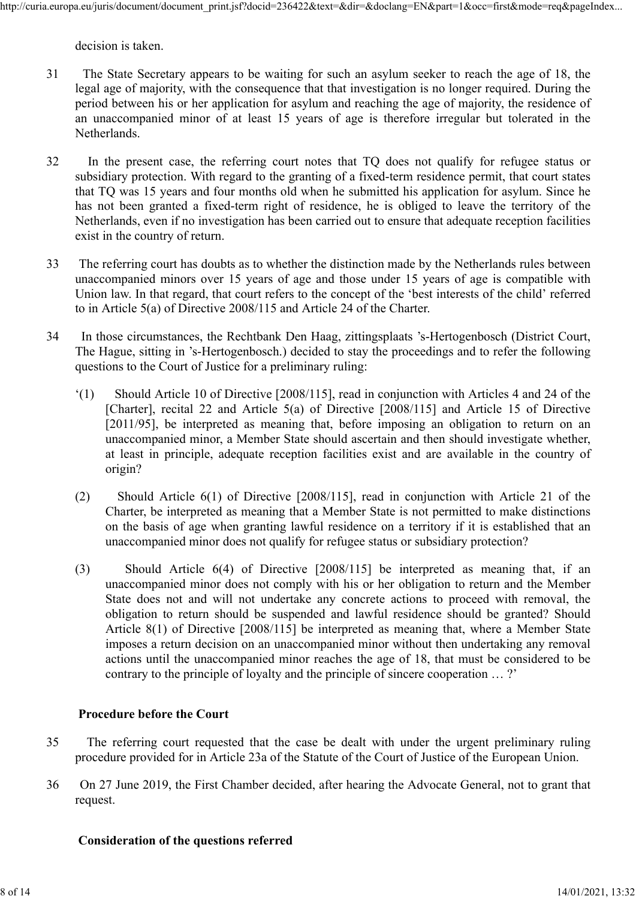decision is taken.

31 The State Secretary appears to be waiting for such an asylum seeker to reach the age of 18, the legal age of majority, with the consequence that that investigation is no longer required. During the period between his or her application for asylum and reaching the age of majority, the residence of an unaccompanied minor of at least 15 years of age is therefore irregular but tolerated in the Netherlands.

32 In the present case, the referring court notes that TQ does not qualify for refugee status or subsidiary protection. With regard to the granting of a fixed-term residence permit, that court states that TQ was 15 years and four months old when he submitted his application for asylum. Since he has not been granted a fixed-term right of residence, he is obliged to leave the territory of the Netherlands, even if no investigation has been carried out to ensure that adequate reception facilities exist in the country of return.

33 The referring court has doubts as to whether the distinction made by the Netherlands rules between unaccompanied minors over 15 years of age and those under 15 years of age is compatible with Union law. In that regard, that court refers to the concept of the 'best interests of the child' referred to in Article 5(a) of Directive 2008/115 and Article 24 of the Charter.

34 In those circumstances, the Rechtbank Den Haag, zittingsplaats 's-Hertogenbosch (District Court, The Hague, sitting in 's-Hertogenbosch.) decided to stay the proceedings and to refer the following questions to the Court of Justice for a preliminary ruling:

'(1) Should Article 10 of Directive [2008/115], read in conjunction with Articles 4 and 24 of the [Charter], recital 22 and Article 5(a) of Directive [2008/115] and Article 15 of Directive [2011/95], be interpreted as meaning that, before imposing an obligation to return on an unaccompanied minor, a Member State should ascertain and then should investigate whether, at least in principle, adequate reception facilities exist and are available in the country of origin?

(2) Should Article 6(1) of Directive [2008/115], read in conjunction with Article 21 of the Charter, be interpreted as meaning that a Member State is not permitted to make distinctions on the basis of age when granting lawful residence on a territory if it is established that an unaccompanied minor does not qualify for refugee status or subsidiary protection?

(3) Should Article 6(4) of Directive [2008/115] be interpreted as meaning that, if an unaccompanied minor does not comply with his or her obligation to return and the Member State does not and will not undertake any concrete actions to proceed with removal, the obligation to return should be suspended and lawful residence should be granted? Should Article 8(1) of Directive [2008/115] be interpreted as meaning that, where a Member State imposes a return decision on an unaccompanied minor without then undertaking any removal actions until the unaccompanied minor reaches the age of 18, that must be considered to be contrary to the principle of loyalty and the principle of sincere cooperation … ?'

## Procedure before the Court

35 The referring court requested that the case be dealt with under the urgent preliminary ruling procedure provided for in Article 23a of the Statute of the Court of Justice of the European Union.

36 On 27 June 2019, the First Chamber decided, after hearing the Advocate General, not to grant that request.

## Consideration of the questions referred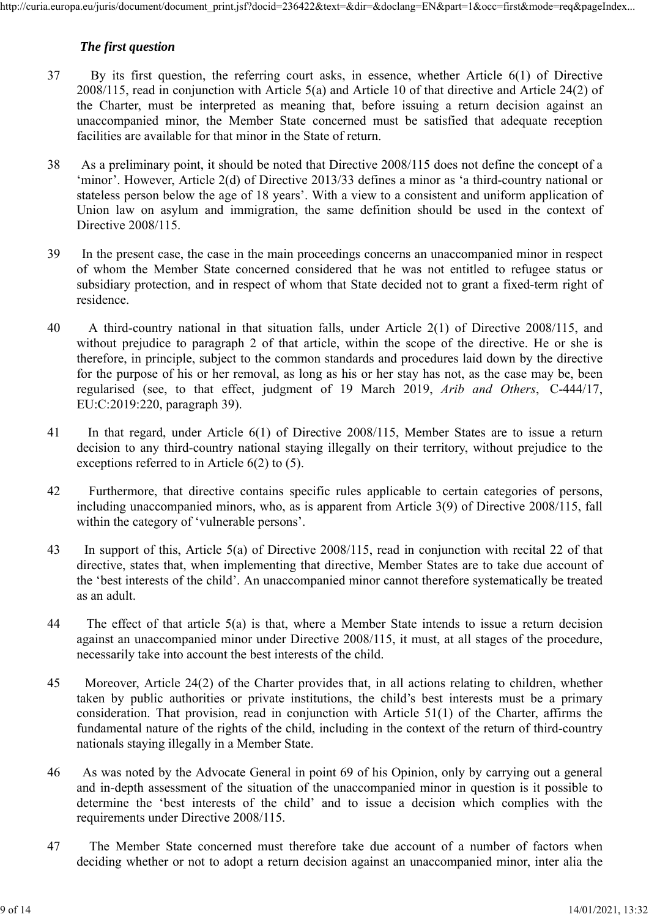*The first question*

37 By its first question, the referring court asks, in essence, whether Article 6(1) of Directive 2008/115, read in conjunction with Article 5(a) and Article 10 of that directive and Article 24(2) of the Charter, must be interpreted as meaning that, before issuing a return decision against an unaccompanied minor, the Member State concerned must be satisfied that adequate reception facilities are available for that minor in the State of return.

38 As a preliminary point, it should be noted that Directive 2008/115 does not define the concept of a 'minor'. However, Article 2(d) of Directive 2013/33 defines a minor as 'a third-country national or stateless person below the age of 18 years'. With a view to a consistent and uniform application of Union law on asylum and immigration, the same definition should be used in the context of Directive 2008/115.

39 In the present case, the case in the main proceedings concerns an unaccompanied minor in respect of whom the Member State concerned considered that he was not entitled to refugee status or subsidiary protection, and in respect of whom that State decided not to grant a fixed-term right of residence.

40 A third-country national in that situation falls, under Article 2(1) of Directive 2008/115, and without prejudice to paragraph 2 of that article, within the scope of the directive. He or she is therefore, in principle, subject to the common standards and procedures laid down by the directive for the purpose of his or her removal, as long as his or her stay has not, as the case may be, been regularised (see, to that effect, judgment of 19 March 2019, *Arib and Others*, C-444/17, EU:C:2019:220, paragraph 39).

41 In that regard, under Article 6(1) of Directive 2008/115, Member States are to issue a return decision to any third-country national staying illegally on their territory, without prejudice to the exceptions referred to in Article 6(2) to (5).

42 Furthermore, that directive contains specific rules applicable to certain categories of persons, including unaccompanied minors, who, as is apparent from Article 3(9) of Directive 2008/115, fall within the category of 'vulnerable persons'.

43 In support of this, Article 5(a) of Directive 2008/115, read in conjunction with recital 22 of that directive, states that, when implementing that directive, Member States are to take due account of the 'best interests of the child'. An unaccompanied minor cannot therefore systematically be treated as an adult.

44 The effect of that article 5(a) is that, where a Member State intends to issue a return decision against an unaccompanied minor under Directive 2008/115, it must, at all stages of the procedure, necessarily take into account the best interests of the child.

45 Moreover, Article 24(2) of the Charter provides that, in all actions relating to children, whether taken by public authorities or private institutions, the child's best interests must be a primary consideration. That provision, read in conjunction with Article 51(1) of the Charter, affirms the fundamental nature of the rights of the child, including in the context of the return of third-country nationals staying illegally in a Member State.

46 As was noted by the Advocate General in point 69 of his Opinion, only by carrying out a general and in-depth assessment of the situation of the unaccompanied minor in question is it possible to determine the 'best interests of the child' and to issue a decision which complies with the requirements under Directive 2008/115.

47 The Member State concerned must therefore take due account of a number of factors when deciding whether or not to adopt a return decision against an unaccompanied minor, inter alia the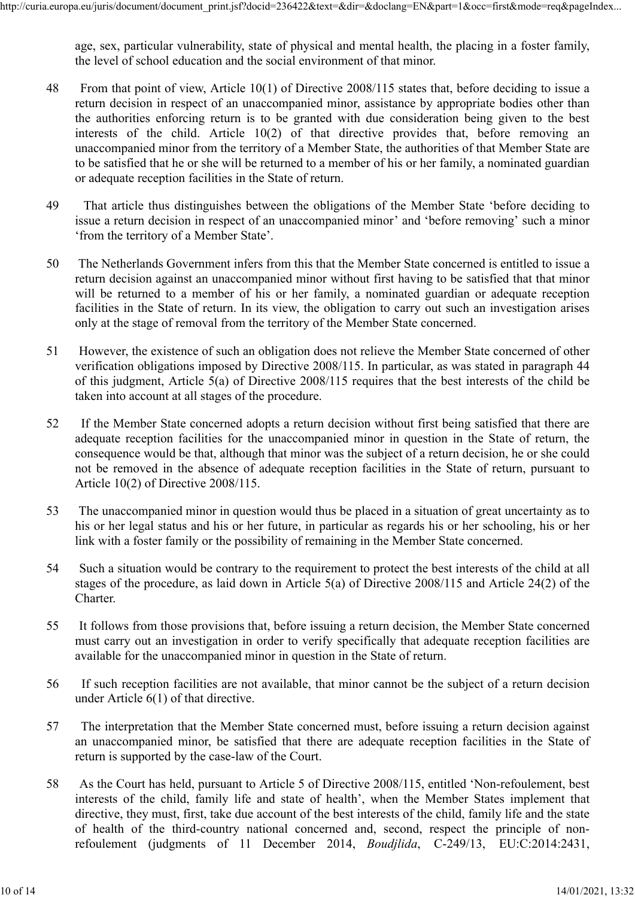age, sex, particular vulnerability, state of physical and mental health, the placing in a foster family, the level of school education and the social environment of that minor.

48 From that point of view, Article 10(1) of Directive 2008/115 states that, before deciding to issue a return decision in respect of an unaccompanied minor, assistance by appropriate bodies other than the authorities enforcing return is to be granted with due consideration being given to the best interests of the child. Article 10(2) of that directive provides that, before removing an unaccompanied minor from the territory of a Member State, the authorities of that Member State are to be satisfied that he or she will be returned to a member of his or her family, a nominated guardian or adequate reception facilities in the State of return.

49 That article thus distinguishes between the obligations of the Member State 'before deciding to issue a return decision in respect of an unaccompanied minor' and 'before removing' such a minor 'from the territory of a Member State'.

50 The Netherlands Government infers from this that the Member State concerned is entitled to issue a return decision against an unaccompanied minor without first having to be satisfied that that minor will be returned to a member of his or her family, a nominated guardian or adequate reception facilities in the State of return. In its view, the obligation to carry out such an investigation arises only at the stage of removal from the territory of the Member State concerned.

51 However, the existence of such an obligation does not relieve the Member State concerned of other verification obligations imposed by Directive 2008/115. In particular, as was stated in paragraph 44 of this judgment, Article 5(a) of Directive 2008/115 requires that the best interests of the child be taken into account at all stages of the procedure.

52 If the Member State concerned adopts a return decision without first being satisfied that there are adequate reception facilities for the unaccompanied minor in question in the State of return, the consequence would be that, although that minor was the subject of a return decision, he or she could not be removed in the absence of adequate reception facilities in the State of return, pursuant to Article 10(2) of Directive 2008/115.

53 The unaccompanied minor in question would thus be placed in a situation of great uncertainty as to his or her legal status and his or her future, in particular as regards his or her schooling, his or her link with a foster family or the possibility of remaining in the Member State concerned.

54 Such a situation would be contrary to the requirement to protect the best interests of the child at all stages of the procedure, as laid down in Article 5(a) of Directive 2008/115 and Article 24(2) of the Charter.

55 It follows from those provisions that, before issuing a return decision, the Member State concerned must carry out an investigation in order to verify specifically that adequate reception facilities are available for the unaccompanied minor in question in the State of return.

56 If such reception facilities are not available, that minor cannot be the subject of a return decision under Article 6(1) of that directive.

57 The interpretation that the Member State concerned must, before issuing a return decision against an unaccompanied minor, be satisfied that there are adequate reception facilities in the State of return is supported by the case-law of the Court.

58 As the Court has held, pursuant to Article 5 of Directive 2008/115, entitled 'Non-refoulement, best interests of the child, family life and state of health', when the Member States implement that directive, they must, first, take due account of the best interests of the child, family life and the state of health of the third-country national concerned and, second, respect the principle of non-refoulement (judgments of 11 December 2014, *Boudjlida*, C-249/13, EU:C:2014:2431,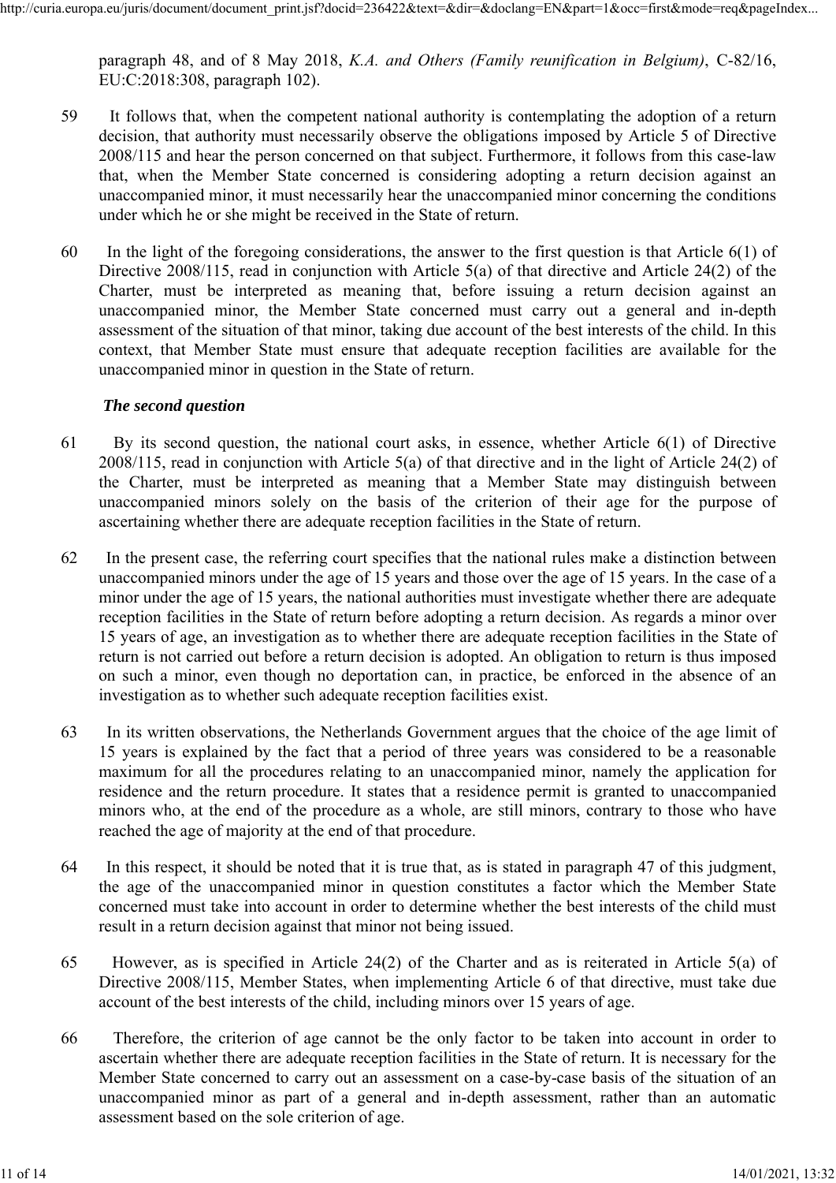paragraph 48, and of 8 May 2018, *K.A. and Others (Family reunification in Belgium)*, C-82/16, EU:C:2018:308, paragraph 102).

59 It follows that, when the competent national authority is contemplating the adoption of a return decision, that authority must necessarily observe the obligations imposed by Article 5 of Directive 2008/115 and hear the person concerned on that subject. Furthermore, it follows from this case-law that, when the Member State concerned is considering adopting a return decision against an unaccompanied minor, it must necessarily hear the unaccompanied minor concerning the conditions under which he or she might be received in the State of return.

60 In the light of the foregoing considerations, the answer to the first question is that Article 6(1) of Directive 2008/115, read in conjunction with Article 5(a) of that directive and Article 24(2) of the Charter, must be interpreted as meaning that, before issuing a return decision against an unaccompanied minor, the Member State concerned must carry out a general and in-depth assessment of the situation of that minor, taking due account of the best interests of the child. In this context, that Member State must ensure that adequate reception facilities are available for the unaccompanied minor in question in the State of return.

***The second question***

61 By its second question, the national court asks, in essence, whether Article 6(1) of Directive 2008/115, read in conjunction with Article 5(a) of that directive and in the light of Article 24(2) of the Charter, must be interpreted as meaning that a Member State may distinguish between unaccompanied minors solely on the basis of the criterion of their age for the purpose of ascertaining whether there are adequate reception facilities in the State of return.

62 In the present case, the referring court specifies that the national rules make a distinction between unaccompanied minors under the age of 15 years and those over the age of 15 years. In the case of a minor under the age of 15 years, the national authorities must investigate whether there are adequate reception facilities in the State of return before adopting a return decision. As regards a minor over 15 years of age, an investigation as to whether there are adequate reception facilities in the State of return is not carried out before a return decision is adopted. An obligation to return is thus imposed on such a minor, even though no deportation can, in practice, be enforced in the absence of an investigation as to whether such adequate reception facilities exist.

63 In its written observations, the Netherlands Government argues that the choice of the age limit of 15 years is explained by the fact that a period of three years was considered to be a reasonable maximum for all the procedures relating to an unaccompanied minor, namely the application for residence and the return procedure. It states that a residence permit is granted to unaccompanied minors who, at the end of the procedure as a whole, are still minors, contrary to those who have reached the age of majority at the end of that procedure.

64 In this respect, it should be noted that it is true that, as is stated in paragraph 47 of this judgment, the age of the unaccompanied minor in question constitutes a factor which the Member State concerned must take into account in order to determine whether the best interests of the child must result in a return decision against that minor not being issued.

65 However, as is specified in Article 24(2) of the Charter and as is reiterated in Article 5(a) of Directive 2008/115, Member States, when implementing Article 6 of that directive, must take due account of the best interests of the child, including minors over 15 years of age.

66 Therefore, the criterion of age cannot be the only factor to be taken into account in order to ascertain whether there are adequate reception facilities in the State of return. It is necessary for the Member State concerned to carry out an assessment on a case-by-case basis of the situation of an unaccompanied minor as part of a general and in-depth assessment, rather than an automatic assessment based on the sole criterion of age.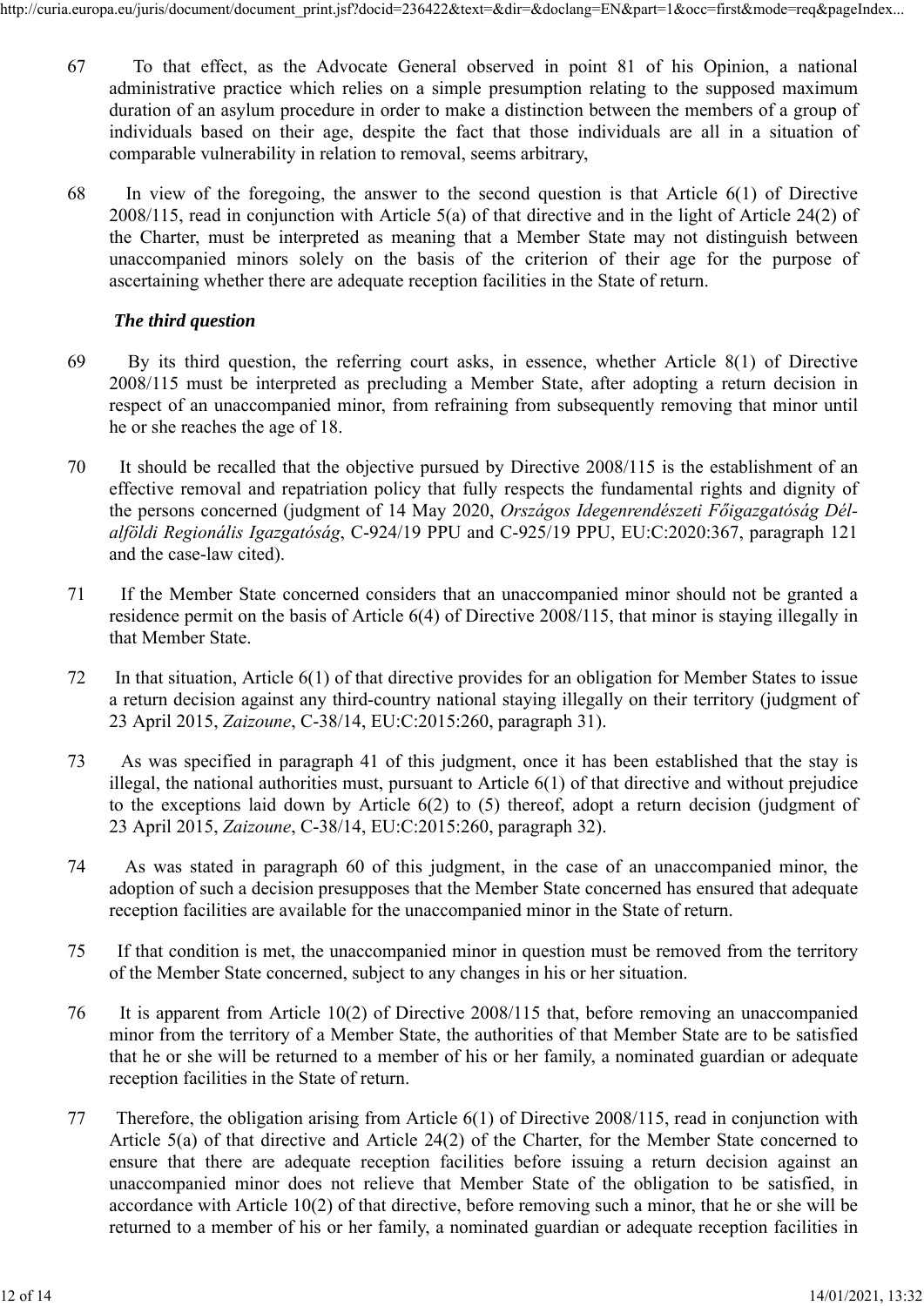67 To that effect, as the Advocate General observed in point 81 of his Opinion, a national administrative practice which relies on a simple presumption relating to the supposed maximum duration of an asylum procedure in order to make a distinction between the members of a group of individuals based on their age, despite the fact that those individuals are all in a situation of comparable vulnerability in relation to removal, seems arbitrary,

68 In view of the foregoing, the answer to the second question is that Article 6(1) of Directive 2008/115, read in conjunction with Article 5(a) of that directive and in the light of Article 24(2) of the Charter, must be interpreted as meaning that a Member State may not distinguish between unaccompanied minors solely on the basis of the criterion of their age for the purpose of ascertaining whether there are adequate reception facilities in the State of return.

### *The third question*

69 By its third question, the referring court asks, in essence, whether Article 8(1) of Directive 2008/115 must be interpreted as precluding a Member State, after adopting a return decision in respect of an unaccompanied minor, from refraining from subsequently removing that minor until he or she reaches the age of 18.

70 It should be recalled that the objective pursued by Directive 2008/115 is the establishment of an effective removal and repatriation policy that fully respects the fundamental rights and dignity of the persons concerned (judgment of 14 May 2020, *Országos Idegenrendészeti Főigazgatóság Dél-alföldi Regionális Igazgatóság*, C-924/19 PPU and C-925/19 PPU, EU:C:2020:367, paragraph 121 and the case-law cited).

71 If the Member State concerned considers that an unaccompanied minor should not be granted a residence permit on the basis of Article 6(4) of Directive 2008/115, that minor is staying illegally in that Member State.

72 In that situation, Article 6(1) of that directive provides for an obligation for Member States to issue a return decision against any third-country national staying illegally on their territory (judgment of 23 April 2015, *Zaizoune*, C-38/14, EU:C:2015:260, paragraph 31).

73 As was specified in paragraph 41 of this judgment, once it has been established that the stay is illegal, the national authorities must, pursuant to Article 6(1) of that directive and without prejudice to the exceptions laid down by Article 6(2) to (5) thereof, adopt a return decision (judgment of 23 April 2015, *Zaizoune*, C-38/14, EU:C:2015:260, paragraph 32).

74 As was stated in paragraph 60 of this judgment, in the case of an unaccompanied minor, the adoption of such a decision presupposes that the Member State concerned has ensured that adequate reception facilities are available for the unaccompanied minor in the State of return.

75 If that condition is met, the unaccompanied minor in question must be removed from the territory of the Member State concerned, subject to any changes in his or her situation.

76 It is apparent from Article 10(2) of Directive 2008/115 that, before removing an unaccompanied minor from the territory of a Member State, the authorities of that Member State are to be satisfied that he or she will be returned to a member of his or her family, a nominated guardian or adequate reception facilities in the State of return.

77 Therefore, the obligation arising from Article 6(1) of Directive 2008/115, read in conjunction with Article 5(a) of that directive and Article 24(2) of the Charter, for the Member State concerned to ensure that there are adequate reception facilities before issuing a return decision against an unaccompanied minor does not relieve that Member State of the obligation to be satisfied, in accordance with Article 10(2) of that directive, before removing such a minor, that he or she will be returned to a member of his or her family, a nominated guardian or adequate reception facilities in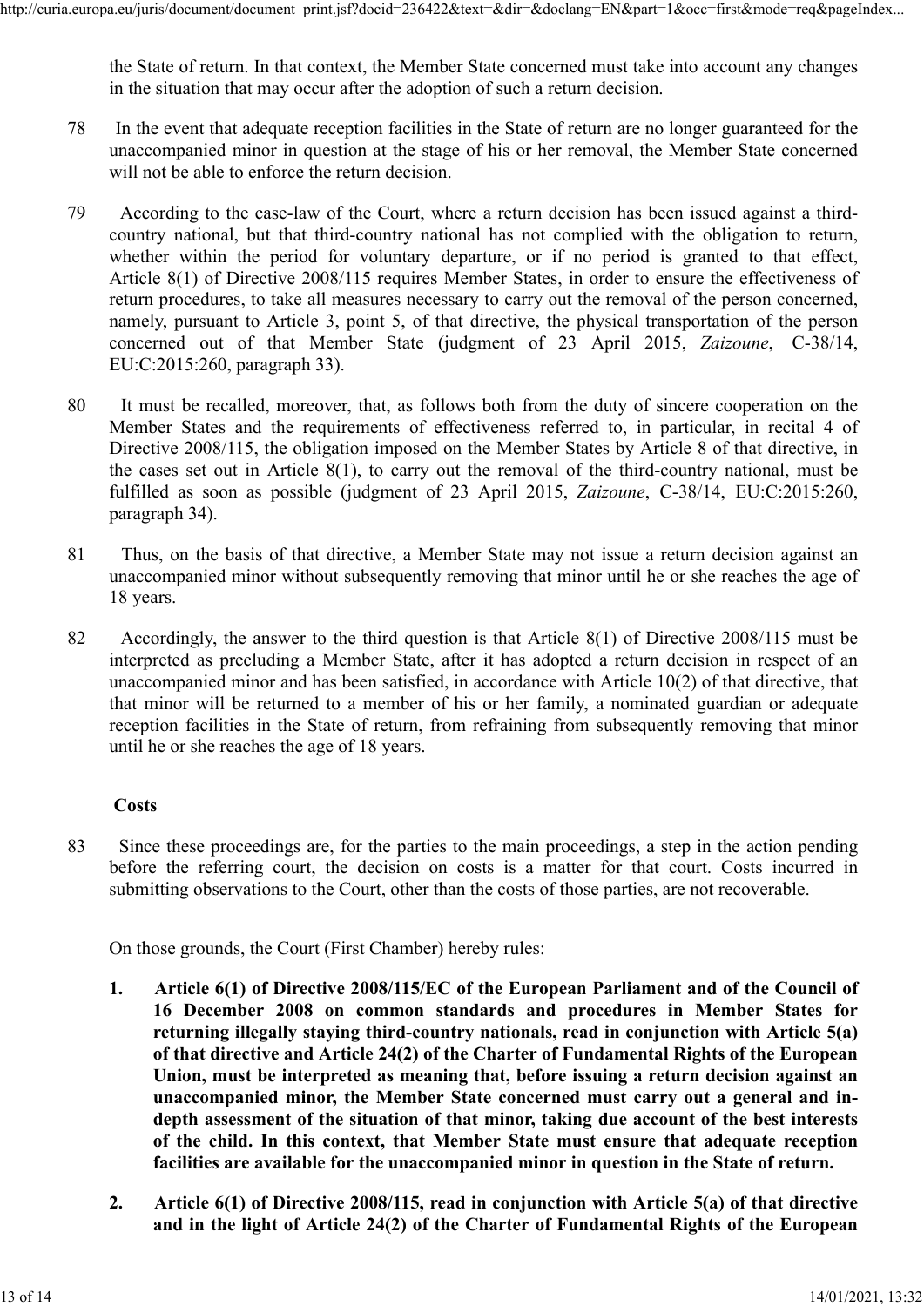the State of return. In that context, the Member State concerned must take into account any changes in the situation that may occur after the adoption of such a return decision.

78 In the event that adequate reception facilities in the State of return are no longer guaranteed for the unaccompanied minor in question at the stage of his or her removal, the Member State concerned will not be able to enforce the return decision.

79 According to the case-law of the Court, where a return decision has been issued against a third-country national, but that third-country national has not complied with the obligation to return, whether within the period for voluntary departure, or if no period is granted to that effect, Article 8(1) of Directive 2008/115 requires Member States, in order to ensure the effectiveness of return procedures, to take all measures necessary to carry out the removal of the person concerned, namely, pursuant to Article 3, point 5, of that directive, the physical transportation of the person concerned out of that Member State (judgment of 23 April 2015, *Zaizoune*, C-38/14, EU:C:2015:260, paragraph 33).

80 It must be recalled, moreover, that, as follows both from the duty of sincere cooperation on the Member States and the requirements of effectiveness referred to, in particular, in recital 4 of Directive 2008/115, the obligation imposed on the Member States by Article 8 of that directive, in the cases set out in Article 8(1), to carry out the removal of the third-country national, must be fulfilled as soon as possible (judgment of 23 April 2015, *Zaizoune*, C-38/14, EU:C:2015:260, paragraph 34).

81 Thus, on the basis of that directive, a Member State may not issue a return decision against an unaccompanied minor without subsequently removing that minor until he or she reaches the age of 18 years.

82 Accordingly, the answer to the third question is that Article 8(1) of Directive 2008/115 must be interpreted as precluding a Member State, after it has adopted a return decision in respect of an unaccompanied minor and has been satisfied, in accordance with Article 10(2) of that directive, that that minor will be returned to a member of his or her family, a nominated guardian or adequate reception facilities in the State of return, from refraining from subsequently removing that minor until he or she reaches the age of 18 years.

## Costs

83 Since these proceedings are, for the parties to the main proceedings, a step in the action pending before the referring court, the decision on costs is a matter for that court. Costs incurred in submitting observations to the Court, other than the costs of those parties, are not recoverable.

On those grounds, the Court (First Chamber) hereby rules:

1. **Article 6(1) of Directive 2008/115/EC of the European Parliament and of the Council of 16 December 2008 on common standards and procedures in Member States for returning illegally staying third-country nationals, read in conjunction with Article 5(a) of that directive and Article 24(2) of the Charter of Fundamental Rights of the European Union, must be interpreted as meaning that, before issuing a return decision against an unaccompanied minor, the Member State concerned must carry out a general and in-depth assessment of the situation of that minor, taking due account of the best interests of the child. In this context, that Member State must ensure that adequate reception facilities are available for the unaccompanied minor in question in the State of return.**

2. **Article 6(1) of Directive 2008/115, read in conjunction with Article 5(a) of that directive and in the light of Article 24(2) of the Charter of Fundamental Rights of the European**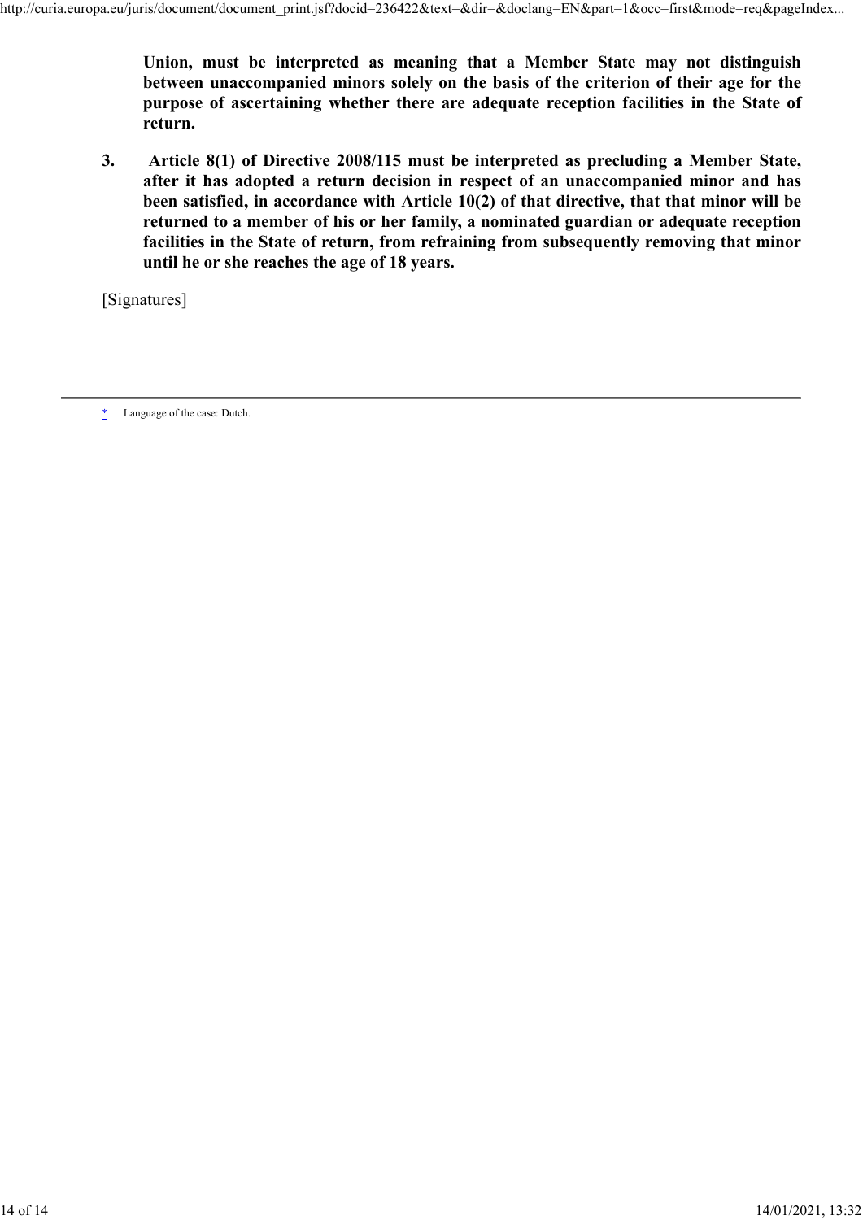**Union, must be interpreted as meaning that a Member State may not distinguish between unaccompanied minors solely on the basis of the criterion of their age for the purpose of ascertaining whether there are adequate reception facilities in the State of return.**

3. **Article 8(1) of Directive 2008/115 must be interpreted as precluding a Member State, after it has adopted a return decision in respect of an unaccompanied minor and has been satisfied, in accordance with Article 10(2) of that directive, that that minor will be returned to a member of his or her family, a nominated guardian or adequate reception facilities in the State of return, from refraining from subsequently removing that minor until he or she reaches the age of 18 years.**

[Signatures]

---

* Language of the case: Dutch.